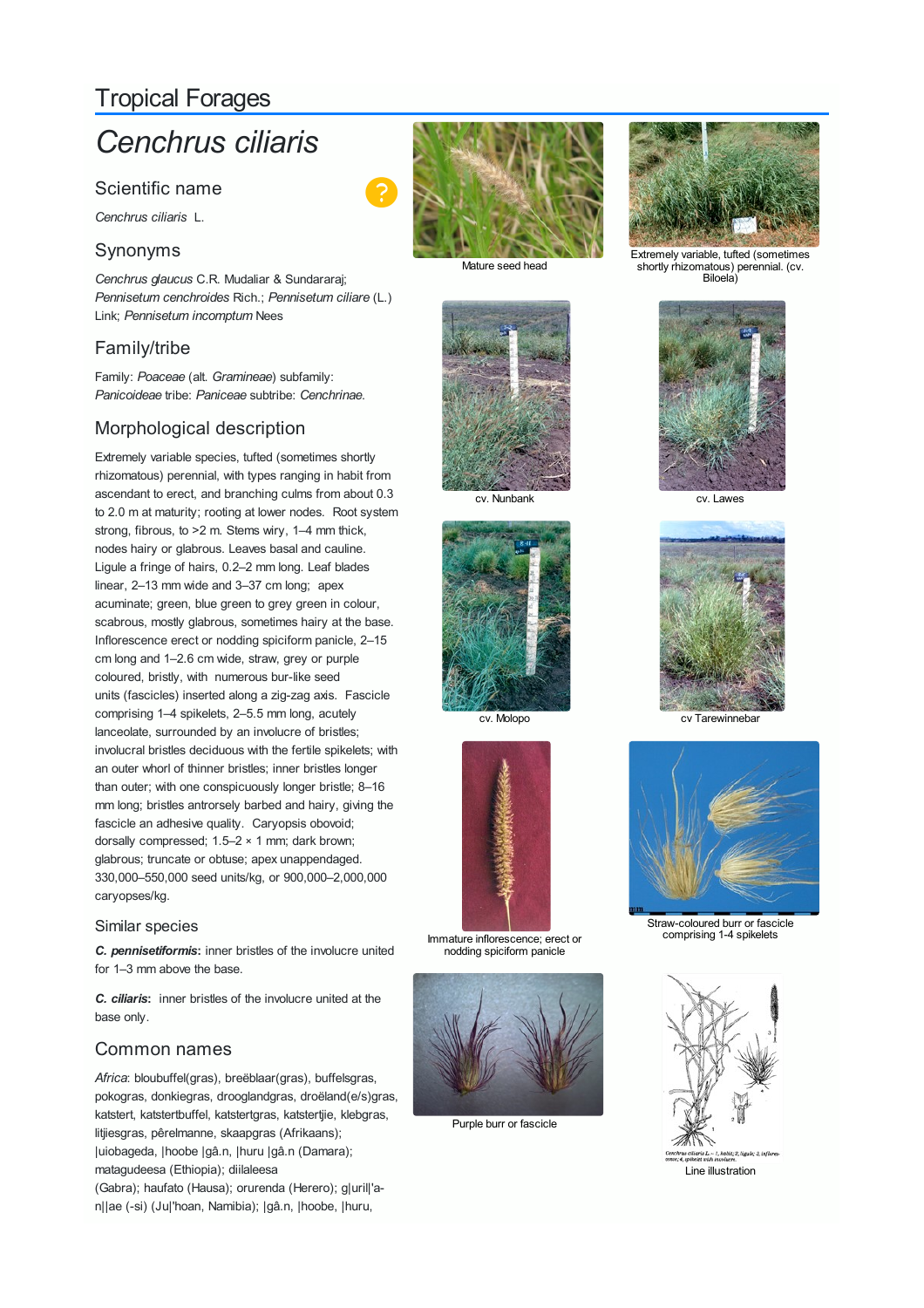Tropical Forages

# *Cenchrus ciliaris*

## Scientific name

*Cenchrus ciliaris* L.

## Synonyms

*Cenchrus glaucus* C.R. Mudaliar & Sundararaj; *Pennisetum cenchroides* Rich.; *Pennisetum ciliare* (L.) Link; *Pennisetum incomptum* Nees

## Family/tribe

Family: *Poaceae* (alt. *Gramineae*) subfamily: *Panicoideae* tribe: *Paniceae* subtribe: *Cenchrinae.*

## Morphological description

Extremely variable species, tufted (sometimes shortly rhizomatous) perennial, with types ranging in habit from ascendant to erect, and branching culms from about 0.3 to 2.0 m at maturity; rooting at lower nodes. Root system strong, fibrous, to >2 m. Stems wiry, 1–4 mm thick, nodes hairy or glabrous. Leaves basal and cauline. Ligule a fringe of hairs, 0.2–2 mm long. Leaf blades linear, 2–13 mm wide and 3–37 cm long; apex acuminate; green, blue green to grey green in colour, scabrous, mostly glabrous, sometimes hairy at the base. Inflorescence erect or nodding spiciform panicle, 2–15 cm long and 1–2.6 cm wide, straw, grey or purple coloured, bristly, with numerous bur-like seed units (fascicles) inserted along a zig-zag axis. Fascicle comprising 1–4 spikelets, 2–5.5 mm long, acutely lanceolate, surrounded by an involucre of bristles; involucral bristles deciduous with the fertile spikelets; with an outer whorl of thinner bristles; inner bristles longer than outer; with one conspicuously longer bristle; 8–16 mm long; bristles antrorsely barbed and hairy, giving the fascicle an adhesive quality. Caryopsis obovoid; dorsally compressed; 1.5–2 × 1 mm; dark brown; glabrous; truncate or obtuse; apex unappendaged. 330,000–550,000 seed units/kg, or 900,000–2,000,000 caryopses/kg.

## Similar species

***C. pennisetiformis*****:** inner bristles of the involucre united for 1–3 mm above the base.

***C. ciliaris*****:** inner bristles of the involucre united at the base only.

## Common names

*Africa*: bloubuffel(gras), breëblaar(gras), buffelsgras, pokogras, donkiegras, drooglandgras, droëland(e/s)gras, katstert, katstertbuffel, katstertgras, katstertjie, klebgras, litjiesgras, pêrelmanne, skaapgras (Afrikaans); |uiobageda, |hoobe |gâ.n, |huru |gâ.n (Damara); matagudeesa (Ethiopia); diilaleesa (Gabra); haufato (Hausa); orurenda (Herero); g|uril|'a-n||ae (-si) (Ju|'hoan, Namibia); |gâ.n, |hoobe, |huru,

Mature seed head

Extremely variable, tufted (sometimes shortly rhizomatous) perennial. (cv. Biloela)

cv. Nunbank

cv. Lawes

cv. Molopo

cv Tarewinnebar

Immature inflorescence; erect or nodding spiciform panicle

Straw-coloured burr or fascicle comprising 1-4 spikelets

Purple burr or fascicle

Line illustration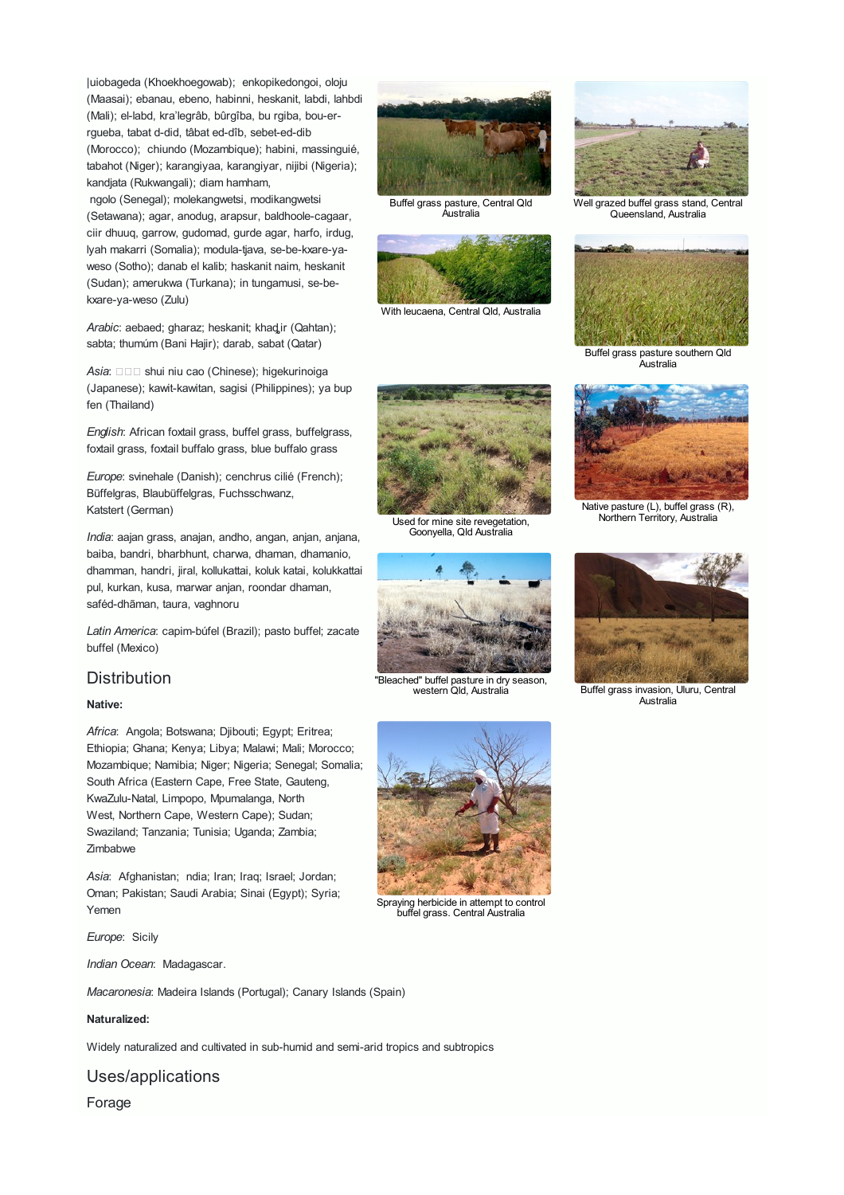|uiobageda (Khoekhoegowab); enkopikedongoi, oloju (Maasai); ebanau, ebeno, habinni, heskanit, labdi, lahbdi (Mali); el-labd, kra'legrâb, bûrgîba, bu rgiba, bou-er-rgueba, tabat d-did, tâbat ed-dîb, sebet-ed-dib (Morocco); chiundo (Mozambique); habini, massinguié, tabahot (Niger); karangiyaa, karangiyar, nijibi (Nigeria); kandjata (Rukwangali); diam hamham, ngolo (Senegal); molekangwetsi, modikangwetsi (Setawana); agar, anodug, arapsur, baldhoole-cagaar, ciir dhuuq, garrow, gudomad, gurde agar, harfo, irdug, lyah makarri (Somalia); modula-tjava, se-be-kxare-ya-weso (Sotho); danab el kalib; haskanit naim, heskanit (Sudan); amerukwa (Turkana); in tungamusi, se-be-kxare-ya-weso (Zulu)

*Arabic*: aebaed; gharaz; heskanit; khaḏir (Qahtan); sabta; thumúm (Bani Hajir); darab, sabat (Qatar)

*Asia*: □□□ shui niu cao (Chinese); higekurinoiga (Japanese); kawit-kawitan, sagisi (Philippines); ya bup fen (Thailand)

*English*: African foxtail grass, buffel grass, buffelgrass, foxtail buffalo grass, blue buffalo grass

*Europe*: svinehale (Danish); cenchrus cilié (French); Büffelgras, Blaubüffelgras, Fuchsschwanz, Katstert (German)

*India*: aajan grass, anajan, andho, angan, anjan, anjana, baiba, bandri, bharbhunt, charwa, dhaman, dhamanio, dhamman, handri, jiral, kollukattai, koluk katai, kolukkattai pul, kurkan, kusa, marwar anjan, roondar dhaman, saféd-dhāman, taura, vaghnoru

*Latin America*: capim-búfel (Brazil); pasto buffel; zacate buffel (Mexico)

Buffel grass pasture, Central Qld Australia

Well grazed buffel grass stand, Central Queensland, Australia

With leucaena, Central Qld, Australia

Buffel grass pasture southern Qld Australia

Used for mine site revegetation, Goonyella, Qld Australia

Native pasture (L), buffel grass (R), Northern Territory, Australia

"Bleached" buffel pasture in dry season, western Qld, Australia

Buffel grass invasion, Uluru, Central Australia

Spraying herbicide in attempt to control buffel grass. Central Australia

## Distribution

**Native:**

*Africa*: Angola; Botswana; Djibouti; Egypt; Eritrea; Ethiopia; Ghana; Kenya; Libya; Malawi; Mali; Morocco; Mozambique; Namibia; Niger; Nigeria; Senegal; Somalia; South Africa (Eastern Cape, Free State, Gauteng, KwaZulu-Natal, Limpopo, Mpumalanga, North West, Northern Cape, Western Cape); Sudan; Swaziland; Tanzania; Tunisia; Uganda; Zambia; Zimbabwe

*Asia*: Afghanistan; ndia; Iran; Iraq; Israel; Jordan; Oman; Pakistan; Saudi Arabia; Sinai (Egypt); Syria; Yemen

*Europe*: Sicily

*Indian Ocean*: Madagascar.

*Macaronesia*: Madeira Islands (Portugal); Canary Islands (Spain)

**Naturalized:**

Widely naturalized and cultivated in sub-humid and semi-arid tropics and subtropics

## Uses/applications

### Forage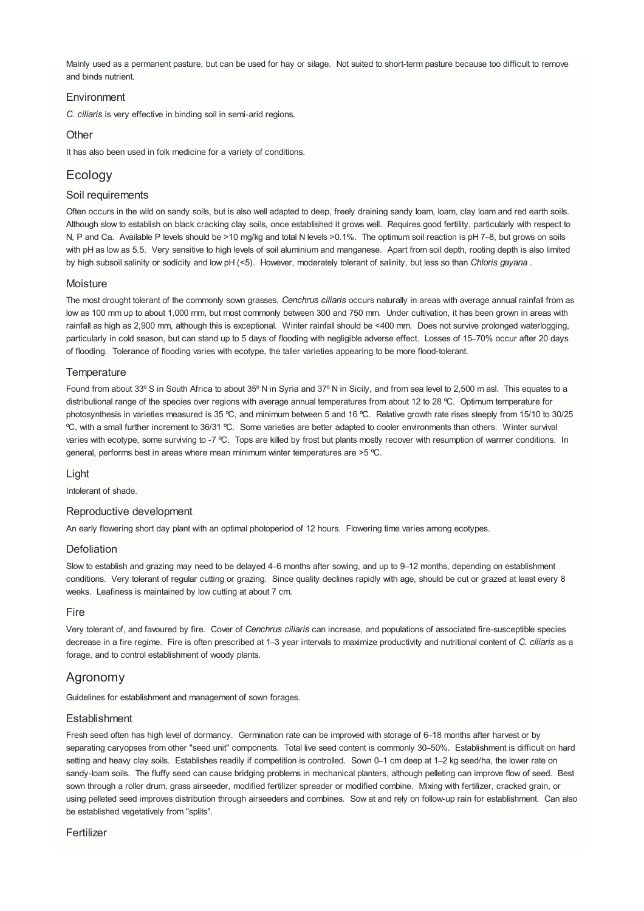Mainly used as a permanent pasture, but can be used for hay or silage. Not suited to short-term pasture because too difficult to remove and binds nutrient.

### Environment

*C. ciliaris* is very effective in binding soil in semi-arid regions.

### Other

It has also been used in folk medicine for a variety of conditions.

## Ecology

### Soil requirements

Often occurs in the wild on sandy soils, but is also well adapted to deep, freely draining sandy loam, loam, clay loam and red earth soils. Although slow to establish on black cracking clay soils, once established it grows well. Requires good fertility, particularly with respect to N, P and Ca. Available P levels should be >10 mg/kg and total N levels >0.1%. The optimum soil reaction is pH 7–8, but grows on soils with pH as low as 5.5. Very sensitive to high levels of soil aluminium and manganese. Apart from soil depth, rooting depth is also limited by high subsoil salinity or sodicity and low pH (<5). However, moderately tolerant of salinity, but less so than *Chloris gayana* .

### Moisture

The most drought tolerant of the commonly sown grasses, *Cenchrus ciliaris* occurs naturally in areas with average annual rainfall from as low as 100 mm up to about 1,000 mm, but most commonly between 300 and 750 mm. Under cultivation, it has been grown in areas with rainfall as high as 2,900 mm, although this is exceptional. Winter rainfall should be <400 mm. Does not survive prolonged waterlogging, particularly in cold season, but can stand up to 5 days of flooding with negligible adverse effect. Losses of 15–70% occur after 20 days of flooding. Tolerance of flooding varies with ecotype, the taller varieties appearing to be more flood-tolerant.

### Temperature

Found from about 33º S in South Africa to about 35º N in Syria and 37º N in Sicily, and from sea level to 2,500 m asl. This equates to a distributional range of the species over regions with average annual temperatures from about 12 to 28 ºC. Optimum temperature for photosynthesis in varieties measured is 35 ºC, and minimum between 5 and 16 ºC. Relative growth rate rises steeply from 15/10 to 30/25 ºC, with a small further increment to 36/31 ºC. Some varieties are better adapted to cooler environments than others. Winter survival varies with ecotype, some surviving to -7 ºC. Tops are killed by frost but plants mostly recover with resumption of warmer conditions. In general, performs best in areas where mean minimum winter temperatures are >5 ºC.

### Light

Intolerant of shade.

### Reproductive development

An early flowering short day plant with an optimal photoperiod of 12 hours. Flowering time varies among ecotypes.

### Defoliation

Slow to establish and grazing may need to be delayed 4–6 months after sowing, and up to 9–12 months, depending on establishment conditions. Very tolerant of regular cutting or grazing. Since quality declines rapidly with age, should be cut or grazed at least every 8 weeks. Leafiness is maintained by low cutting at about 7 cm.

### Fire

Very tolerant of, and favoured by fire. Cover of *Cenchrus ciliaris* can increase, and populations of associated fire-susceptible species decrease in a fire regime. Fire is often prescribed at 1–3 year intervals to maximize productivity and nutritional content of *C. ciliaris* as a forage, and to control establishment of woody plants.

## Agronomy

Guidelines for establishment and management of sown forages.

### Establishment

Fresh seed often has high level of dormancy. Germination rate can be improved with storage of 6–18 months after harvest or by separating caryopses from other "seed unit" components. Total live seed content is commonly 30–50%. Establishment is difficult on hard setting and heavy clay soils. Establishes readily if competition is controlled. Sown 0–1 cm deep at 1–2 kg seed/ha, the lower rate on sandy-loam soils. The fluffy seed can cause bridging problems in mechanical planters, although pelleting can improve flow of seed. Best sown through a roller drum, grass airseeder, modified fertilizer spreader or modified combine. Mixing with fertilizer, cracked grain, or using pelleted seed improves distribution through airseeders and combines. Sow at and rely on follow-up rain for establishment. Can also be established vegetatively from "splits".

### Fertilizer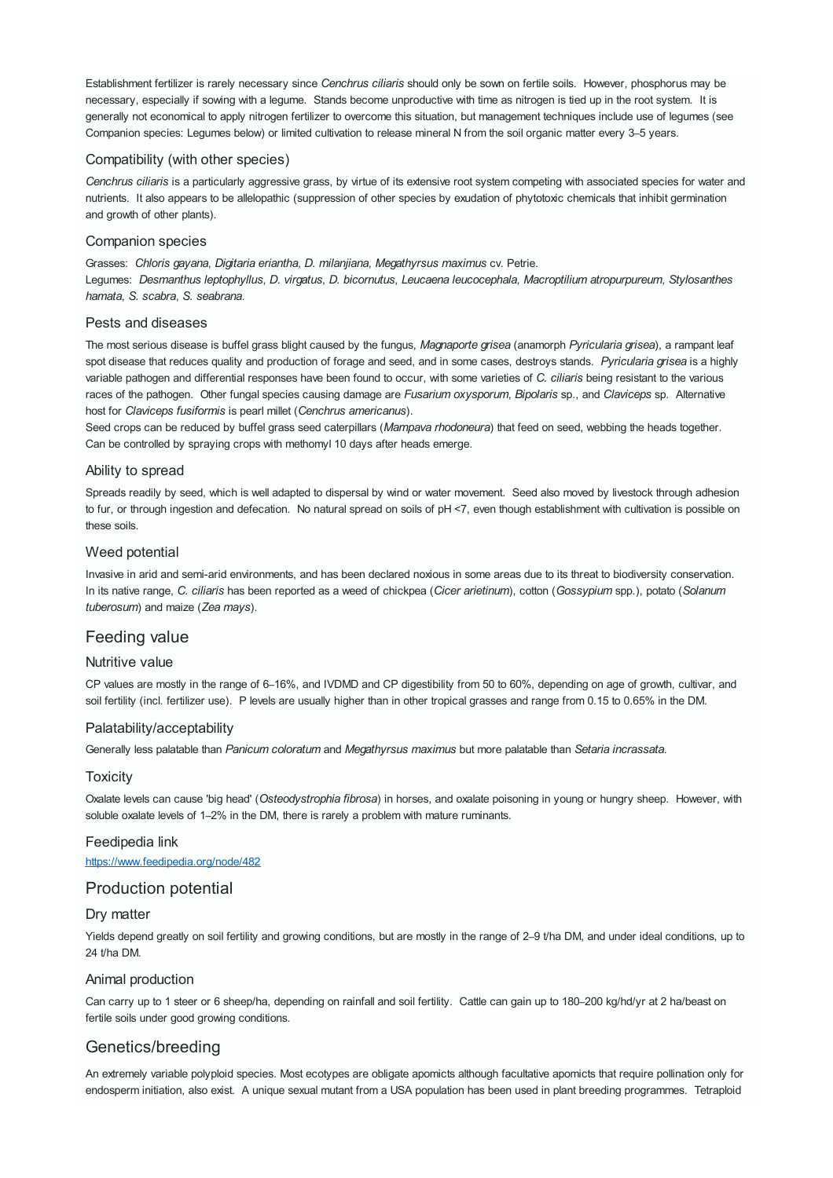Establishment fertilizer is rarely necessary since *Cenchrus ciliaris* should only be sown on fertile soils. However, phosphorus may be necessary, especially if sowing with a legume. Stands become unproductive with time as nitrogen is tied up in the root system. It is generally not economical to apply nitrogen fertilizer to overcome this situation, but management techniques include use of legumes (see Companion species: Legumes below) or limited cultivation to release mineral N from the soil organic matter every 3–5 years.

### Compatibility (with other species)

*Cenchrus ciliaris* is a particularly aggressive grass, by virtue of its extensive root system competing with associated species for water and nutrients. It also appears to be allelopathic (suppression of other species by exudation of phytotoxic chemicals that inhibit germination and growth of other plants).

### Companion species

Grasses: *Chloris gayana*, *Digitaria eriantha*, *D. milanjiana*, *Megathyrsus maximus* cv. Petrie.
Legumes: *Desmanthus leptophyllus*, *D. virgatus*, *D. bicornutus*, *Leucaena leucocephala*, *Macroptilium atropurpureum*, *Stylosanthes hamata*, *S. scabra*, *S. seabrana*.

### Pests and diseases

The most serious disease is buffel grass blight caused by the fungus, *Magnaporte grisea* (anamorph *Pyricularia grisea*), a rampant leaf spot disease that reduces quality and production of forage and seed, and in some cases, destroys stands. *Pyricularia grisea* is a highly variable pathogen and differential responses have been found to occur, with some varieties of *C. ciliaris* being resistant to the various races of the pathogen. Other fungal species causing damage are *Fusarium oxysporum*, *Bipolaris* sp., and *Claviceps* sp. Alternative host for *Claviceps fusiformis* is pearl millet (*Cenchrus americanus*).
Seed crops can be reduced by buffel grass seed caterpillars (*Mampava rhodoneura*) that feed on seed, webbing the heads together. Can be controlled by spraying crops with methomyl 10 days after heads emerge.

### Ability to spread

Spreads readily by seed, which is well adapted to dispersal by wind or water movement. Seed also moved by livestock through adhesion to fur, or through ingestion and defecation. No natural spread on soils of pH <7, even though establishment with cultivation is possible on these soils.

### Weed potential

Invasive in arid and semi-arid environments, and has been declared noxious in some areas due to its threat to biodiversity conservation. In its native range, *C. ciliaris* has been reported as a weed of chickpea (*Cicer arietinum*), cotton (*Gossypium* spp.), potato (*Solanum tuberosum*) and maize (*Zea mays*).

## Feeding value

### Nutritive value

CP values are mostly in the range of 6–16%, and IVDMD and CP digestibility from 50 to 60%, depending on age of growth, cultivar, and soil fertility (incl. fertilizer use). P levels are usually higher than in other tropical grasses and range from 0.15 to 0.65% in the DM.

### Palatability/acceptability

Generally less palatable than *Panicum coloratum* and *Megathyrsus maximus* but more palatable than *Setaria incrassata*.

### Toxicity

Oxalate levels can cause 'big head' (*Osteodystrophia fibrosa*) in horses, and oxalate poisoning in young or hungry sheep. However, with soluble oxalate levels of 1–2% in the DM, there is rarely a problem with mature ruminants.

### Feedipedia link

https://www.feedipedia.org/node/482

## Production potential

### Dry matter

Yields depend greatly on soil fertility and growing conditions, but are mostly in the range of 2–9 t/ha DM, and under ideal conditions, up to 24 t/ha DM.

### Animal production

Can carry up to 1 steer or 6 sheep/ha, depending on rainfall and soil fertility. Cattle can gain up to 180–200 kg/hd/yr at 2 ha/beast on fertile soils under good growing conditions.

## Genetics/breeding

An extremely variable polyploid species. Most ecotypes are obligate apomicts although facultative apomicts that require pollination only for endosperm initiation, also exist. A unique sexual mutant from a USA population has been used in plant breeding programmes. Tetraploid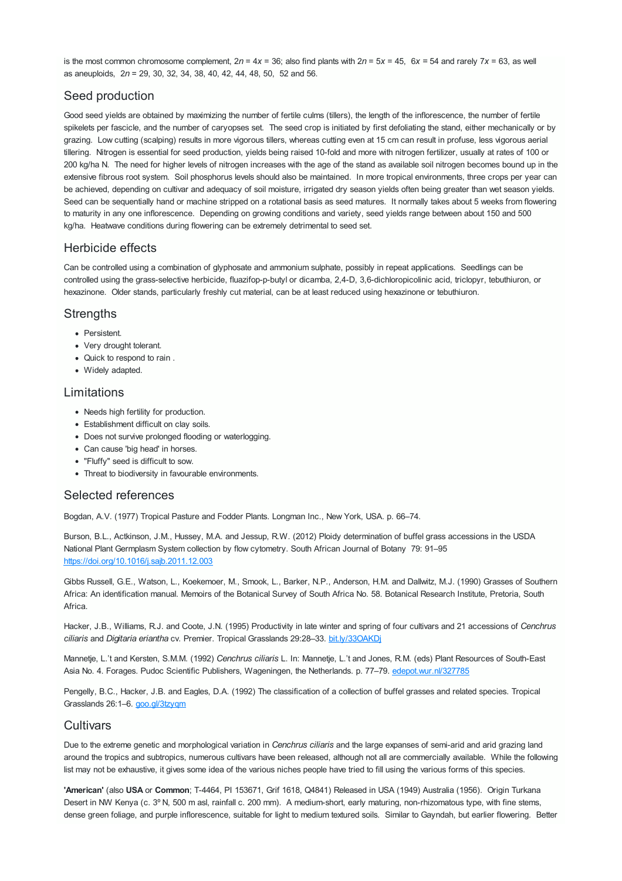is the most common chromosome complement, $2n = 4x = 36$; also find plants with $2n = 5x = 45$, $6x = 54$ and rarely $7x = 63$, as well as aneuploids, $2n$ = 29, 30, 32, 34, 38, 40, 42, 44, 48, 50, 52 and 56.

## Seed production

Good seed yields are obtained by maximizing the number of fertile culms (tillers), the length of the inflorescence, the number of fertile spikelets per fascicle, and the number of caryopses set. The seed crop is initiated by first defoliating the stand, either mechanically or by grazing. Low cutting (scalping) results in more vigorous tillers, whereas cutting even at 15 cm can result in profuse, less vigorous aerial tillering. Nitrogen is essential for seed production, yields being raised 10-fold and more with nitrogen fertilizer, usually at rates of 100 or 200 kg/ha N. The need for higher levels of nitrogen increases with the age of the stand as available soil nitrogen becomes bound up in the extensive fibrous root system. Soil phosphorus levels should also be maintained. In more tropical environments, three crops per year can be achieved, depending on cultivar and adequacy of soil moisture, irrigated dry season yields often being greater than wet season yields. Seed can be sequentially hand or machine stripped on a rotational basis as seed matures. It normally takes about 5 weeks from flowering to maturity in any one inflorescence. Depending on growing conditions and variety, seed yields range between about 150 and 500 kg/ha. Heatwave conditions during flowering can be extremely detrimental to seed set.

## Herbicide effects

Can be controlled using a combination of glyphosate and ammonium sulphate, possibly in repeat applications. Seedlings can be controlled using the grass-selective herbicide, fluazifop-p-butyl or dicamba, 2,4-D, 3,6-dichloropicolinic acid, triclopyr, tebuthiuron, or hexazinone. Older stands, particularly freshly cut material, can be at least reduced using hexazinone or tebuthiuron.

## Strengths

- Persistent.
- Very drought tolerant.
- Quick to respond to rain .
- Widely adapted.

## Limitations

- Needs high fertility for production.
- Establishment difficult on clay soils.
- Does not survive prolonged flooding or waterlogging.
- Can cause 'big head' in horses.
- "Fluffy" seed is difficult to sow.
- Threat to biodiversity in favourable environments.

## Selected references

Bogdan, A.V. (1977) Tropical Pasture and Fodder Plants. Longman Inc., New York, USA. p. 66–74.

Burson, B.L., Actkinson, J.M., Hussey, M.A. and Jessup, R.W. (2012) Ploidy determination of buffel grass accessions in the USDA National Plant Germplasm System collection by flow cytometry. South African Journal of Botany 79: 91–95 https://doi.org/10.1016/j.sajb.2011.12.003

Gibbs Russell, G.E., Watson, L., Koekemoer, M., Smook, L., Barker, N.P., Anderson, H.M. and Dallwitz, M.J. (1990) Grasses of Southern Africa: An identification manual. Memoirs of the Botanical Survey of South Africa No. 58. Botanical Research Institute, Pretoria, South Africa.

Hacker, J.B., Williams, R.J. and Coote, J.N. (1995) Productivity in late winter and spring of four cultivars and 21 accessions of *Cenchrus ciliaris* and *Digitaria eriantha* cv. Premier. Tropical Grasslands 29:28–33. bit.ly/33OAKDj

Mannetje, L.'t and Kersten, S.M.M. (1992) *Cenchrus ciliaris* L. In: Mannetje, L.'t and Jones, R.M. (eds) Plant Resources of South-East Asia No. 4. Forages. Pudoc Scientific Publishers, Wageningen, the Netherlands. p. 77–79. edepot.wur.nl/327785

Pengelly, B.C., Hacker, J.B. and Eagles, D.A. (1992) The classification of a collection of buffel grasses and related species. Tropical Grasslands 26:1–6. goo.gl/3tzyqm

## Cultivars

Due to the extreme genetic and morphological variation in *Cenchrus ciliaris* and the large expanses of semi-arid and arid grazing land around the tropics and subtropics, numerous cultivars have been released, although not all are commercially available. While the following list may not be exhaustive, it gives some idea of the various niches people have tried to fill using the various forms of this species.

**'American'** (also **USA** or **Common**; T-4464, PI 153671, Grif 1618, Q4841) Released in USA (1949) Australia (1956). Origin Turkana Desert in NW Kenya (c. 3º N, 500 m asl, rainfall c. 200 mm). A medium-short, early maturing, non-rhizomatous type, with fine stems, dense green foliage, and purple inflorescence, suitable for light to medium textured soils. Similar to Gayndah, but earlier flowering. Better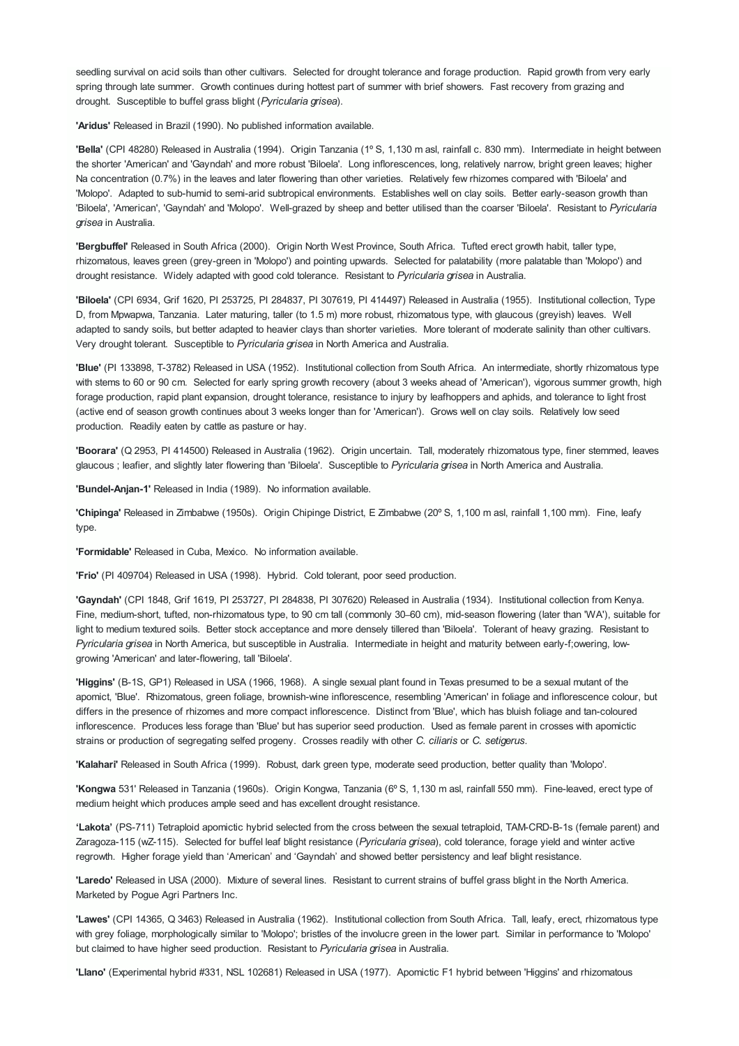seedling survival on acid soils than other cultivars. Selected for drought tolerance and forage production. Rapid growth from very early spring through late summer. Growth continues during hottest part of summer with brief showers. Fast recovery from grazing and drought. Susceptible to buffel grass blight (*Pyricularia grisea*).

**'Aridus'** Released in Brazil (1990). No published information available.

**'Bella'** (CPI 48280) Released in Australia (1994). Origin Tanzania (1º S, 1,130 m asl, rainfall c. 830 mm). Intermediate in height between the shorter 'American' and 'Gayndah' and more robust 'Biloela'. Long inflorescences, long, relatively narrow, bright green leaves; higher Na concentration (0.7%) in the leaves and later flowering than other varieties. Relatively few rhizomes compared with 'Biloela' and 'Molopo'. Adapted to sub-humid to semi-arid subtropical environments. Establishes well on clay soils. Better early-season growth than 'Biloela', 'American', 'Gayndah' and 'Molopo'. Well-grazed by sheep and better utilised than the coarser 'Biloela'. Resistant to *Pyricularia grisea* in Australia.

**'Bergbuffel'** Released in South Africa (2000). Origin North West Province, South Africa. Tufted erect growth habit, taller type, rhizomatous, leaves green (grey-green in 'Molopo') and pointing upwards. Selected for palatability (more palatable than 'Molopo') and drought resistance. Widely adapted with good cold tolerance. Resistant to *Pyricularia grisea* in Australia.

**'Biloela'** (CPI 6934, Grif 1620, PI 253725, PI 284837, PI 307619, PI 414497) Released in Australia (1955). Institutional collection, Type D, from Mpwapwa, Tanzania. Later maturing, taller (to 1.5 m) more robust, rhizomatous type, with glaucous (greyish) leaves. Well adapted to sandy soils, but better adapted to heavier clays than shorter varieties. More tolerant of moderate salinity than other cultivars. Very drought tolerant. Susceptible to *Pyricularia grisea* in North America and Australia.

**'Blue'** (PI 133898, T-3782) Released in USA (1952). Institutional collection from South Africa. An intermediate, shortly rhizomatous type with stems to 60 or 90 cm. Selected for early spring growth recovery (about 3 weeks ahead of 'American'), vigorous summer growth, high forage production, rapid plant expansion, drought tolerance, resistance to injury by leafhoppers and aphids, and tolerance to light frost (active end of season growth continues about 3 weeks longer than for 'American'). Grows well on clay soils. Relatively low seed production. Readily eaten by cattle as pasture or hay.

**'Boorara'** (Q 2953, PI 414500) Released in Australia (1962). Origin uncertain. Tall, moderately rhizomatous type, finer stemmed, leaves glaucous ; leafier, and slightly later flowering than 'Biloela'. Susceptible to *Pyricularia grisea* in North America and Australia.

**'Bundel-Anjan-1'** Released in India (1989). No information available.

**'Chipinga'** Released in Zimbabwe (1950s). Origin Chipinge District, E Zimbabwe (20º S, 1,100 m asl, rainfall 1,100 mm). Fine, leafy type.

**'Formidable'** Released in Cuba, Mexico. No information available.

**'Frio'** (PI 409704) Released in USA (1998). Hybrid. Cold tolerant, poor seed production.

**'Gayndah'** (CPI 1848, Grif 1619, PI 253727, PI 284838, PI 307620) Released in Australia (1934). Institutional collection from Kenya. Fine, medium-short, tufted, non-rhizomatous type, to 90 cm tall (commonly 30–60 cm), mid-season flowering (later than 'WA'), suitable for light to medium textured soils. Better stock acceptance and more densely tillered than 'Biloela'. Tolerant of heavy grazing. Resistant to *Pyricularia grisea* in North America, but susceptible in Australia. Intermediate in height and maturity between early-f;owering, low-growing 'American' and later-flowering, tall 'Biloela'.

**'Higgins'** (B-1S, GP1) Released in USA (1966, 1968). A single sexual plant found in Texas presumed to be a sexual mutant of the apomict, 'Blue'. Rhizomatous, green foliage, brownish-wine inflorescence, resembling 'American' in foliage and inflorescence colour, but differs in the presence of rhizomes and more compact inflorescence. Distinct from 'Blue', which has bluish foliage and tan-coloured inflorescence. Produces less forage than 'Blue' but has superior seed production. Used as female parent in crosses with apomictic strains or production of segregating selfed progeny. Crosses readily with other *C. ciliaris* or *C. setigerus*.

**'Kalahari'** Released in South Africa (1999). Robust, dark green type, moderate seed production, better quality than 'Molopo'.

**'Kongwa** 531' Released in Tanzania (1960s). Origin Kongwa, Tanzania (6º S, 1,130 m asl, rainfall 550 mm). Fine-leaved, erect type of medium height which produces ample seed and has excellent drought resistance.

**'Lakota'** (PS-711) Tetraploid apomictic hybrid selected from the cross between the sexual tetraploid, TAM-CRD-B-1s (female parent) and Zaragoza-115 (wZ-115). Selected for buffel leaf blight resistance (*Pyricularia grisea*), cold tolerance, forage yield and winter active regrowth. Higher forage yield than 'American' and 'Gayndah' and showed better persistency and leaf blight resistance.

**'Laredo'** Released in USA (2000). Mixture of several lines. Resistant to current strains of buffel grass blight in the North America. Marketed by Pogue Agri Partners Inc.

**'Lawes'** (CPI 14365, Q 3463) Released in Australia (1962). Institutional collection from South Africa. Tall, leafy, erect, rhizomatous type with grey foliage, morphologically similar to 'Molopo'; bristles of the involucre green in the lower part. Similar in performance to 'Molopo' but claimed to have higher seed production. Resistant to *Pyricularia grisea* in Australia.

**'Llano'** (Experimental hybrid #331, NSL 102681) Released in USA (1977). Apomictic F1 hybrid between 'Higgins' and rhizomatous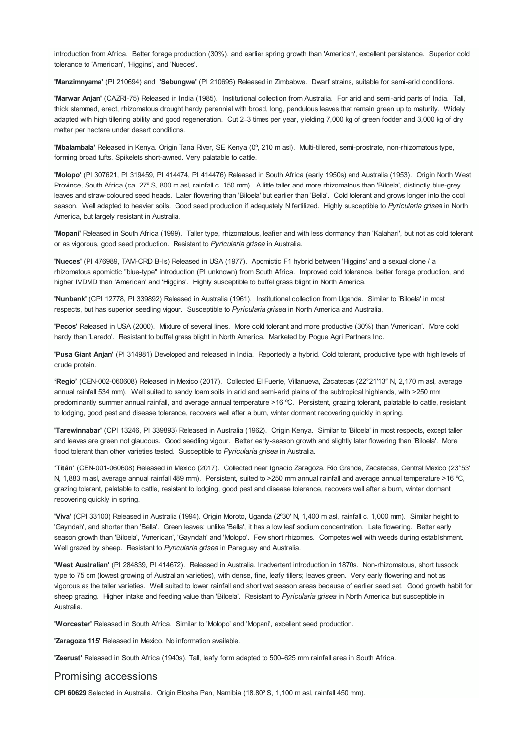introduction from Africa. Better forage production (30%), and earlier spring growth than 'American', excellent persistence. Superior cold tolerance to 'American', 'Higgins', and 'Nueces'.

**'Manzimnyama'** (PI 210694) and **'Sebungwe'** (PI 210695) Released in Zimbabwe. Dwarf strains, suitable for semi-arid conditions.

**'Marwar Anjan'** (CAZRI-75) Released in India (1985). Institutional collection from Australia. For arid and semi-arid parts of India. Tall, thick stemmed, erect, rhizomatous drought hardy perennial with broad, long, pendulous leaves that remain green up to maturity. Widely adapted with high tillering ability and good regeneration. Cut 2–3 times per year, yielding 7,000 kg of green fodder and 3,000 kg of dry matter per hectare under desert conditions.

**'Mbalambala'** Released in Kenya. Origin Tana River, SE Kenya (0º, 210 m asl). Multi-tillered, semi-prostrate, non-rhizomatous type, forming broad tufts. Spikelets short-awned. Very palatable to cattle.

**'Molopo'** (PI 307621, PI 319459, PI 414474, PI 414476) Released in South Africa (early 1950s) and Australia (1953). Origin North West Province, South Africa (ca. 27º S, 800 m asl, rainfall c. 150 mm). A little taller and more rhizomatous than 'Biloela', distinctly blue-grey leaves and straw-coloured seed heads. Later flowering than 'Biloela' but earlier than 'Bella'. Cold tolerant and grows longer into the cool season. Well adapted to heavier soils. Good seed production if adequately N fertilized. Highly susceptible to *Pyricularia grisea* in North America, but largely resistant in Australia.

**'Mopani'** Released in South Africa (1999). Taller type, rhizomatous, leafier and with less dormancy than 'Kalahari', but not as cold tolerant or as vigorous, good seed production. Resistant to *Pyricularia grisea* in Australia.

**'Nueces'** (PI 476989, TAM-CRD B-Is) Released in USA (1977). Apomictic F1 hybrid between 'Higgins' and a sexual clone / a rhizomatous apomictic "blue-type" introduction (PI unknown) from South Africa. Improved cold tolerance, better forage production, and higher IVDMD than 'American' and 'Higgins'. Highly susceptible to buffel grass blight in North America.

**'Nunbank'** (CPI 12778, PI 339892) Released in Australia (1961). Institutional collection from Uganda. Similar to 'Biloela' in most respects, but has superior seedling vigour. Susceptible to *Pyricularia grisea* in North America and Australia.

**'Pecos'** Released in USA (2000). Mixture of several lines. More cold tolerant and more productive (30%) than 'American'. More cold hardy than 'Laredo'. Resistant to buffel grass blight in North America. Marketed by Pogue Agri Partners Inc.

**'Pusa Giant Anjan'** (PI 314981) Developed and released in India. Reportedly a hybrid. Cold tolerant, productive type with high levels of crude protein.

**'Regio'** (CEN-002-060608) Released in Mexico (2017). Collected El Fuerte, Villanueva, Zacatecas (22°21′13″ N, 2,170 m asl, average annual rainfall 534 mm). Well suited to sandy loam soils in arid and semi-arid plains of the subtropical highlands, with >250 mm predominantly summer annual rainfall, and average annual temperature >16 ºC. Persistent, grazing tolerant, palatable to cattle, resistant to lodging, good pest and disease tolerance, recovers well after a burn, winter dormant recovering quickly in spring.

**'Tarewinnabar'** (CPI 13246, PI 339893) Released in Australia (1962). Origin Kenya. Similar to 'Biloela' in most respects, except taller and leaves are green not glaucous. Good seedling vigour. Better early-season growth and slightly later flowering than 'Biloela'. More flood tolerant than other varieties tested. Susceptible to *Pyricularia grisea* in Australia.

**'Titán'** (CEN-001-060608) Released in Mexico (2017). Collected near Ignacio Zaragoza, Rio Grande, Zacatecas, Central Mexico (23°53' N, 1,883 m asl, average annual rainfall 489 mm). Persistent, suited to >250 mm annual rainfall and average annual temperature >16 ºC, grazing tolerant, palatable to cattle, resistant to lodging, good pest and disease tolerance, recovers well after a burn, winter dormant recovering quickly in spring.

**'Viva'** (CPI 33100) Released in Australia (1994). Origin Moroto, Uganda (2º30' N, 1,400 m asl, rainfall c. 1,000 mm). Similar height to 'Gayndah', and shorter than 'Bella'. Green leaves; unlike 'Bella', it has a low leaf sodium concentration. Late flowering. Better early season growth than 'Biloela', 'American', 'Gayndah' and 'Molopo'. Few short rhizomes. Competes well with weeds during establishment. Well grazed by sheep. Resistant to *Pyricularia grisea* in Paraguay and Australia.

**'West Australian'** (PI 284839, PI 414672). Released in Australia. Inadvertent introduction in 1870s. Non-rhizomatous, short tussock type to 75 cm (lowest growing of Australian varieties), with dense, fine, leafy tillers; leaves green. Very early flowering and not as vigorous as the taller varieties. Well suited to lower rainfall and short wet season areas because of earlier seed set. Good growth habit for sheep grazing. Higher intake and feeding value than 'Biloela'. Resistant to *Pyricularia grisea* in North America but susceptible in Australia.

**'Worcester'** Released in South Africa. Similar to 'Molopo' and 'Mopani', excellent seed production.

**'Zaragoza 115'** Released in Mexico. No information available.

**'Zeerust'** Released in South Africa (1940s). Tall, leafy form adapted to 500–625 mm rainfall area in South Africa.

## Promising accessions

**CPI 60629** Selected in Australia. Origin Etosha Pan, Namibia (18.80º S, 1,100 m asl, rainfall 450 mm).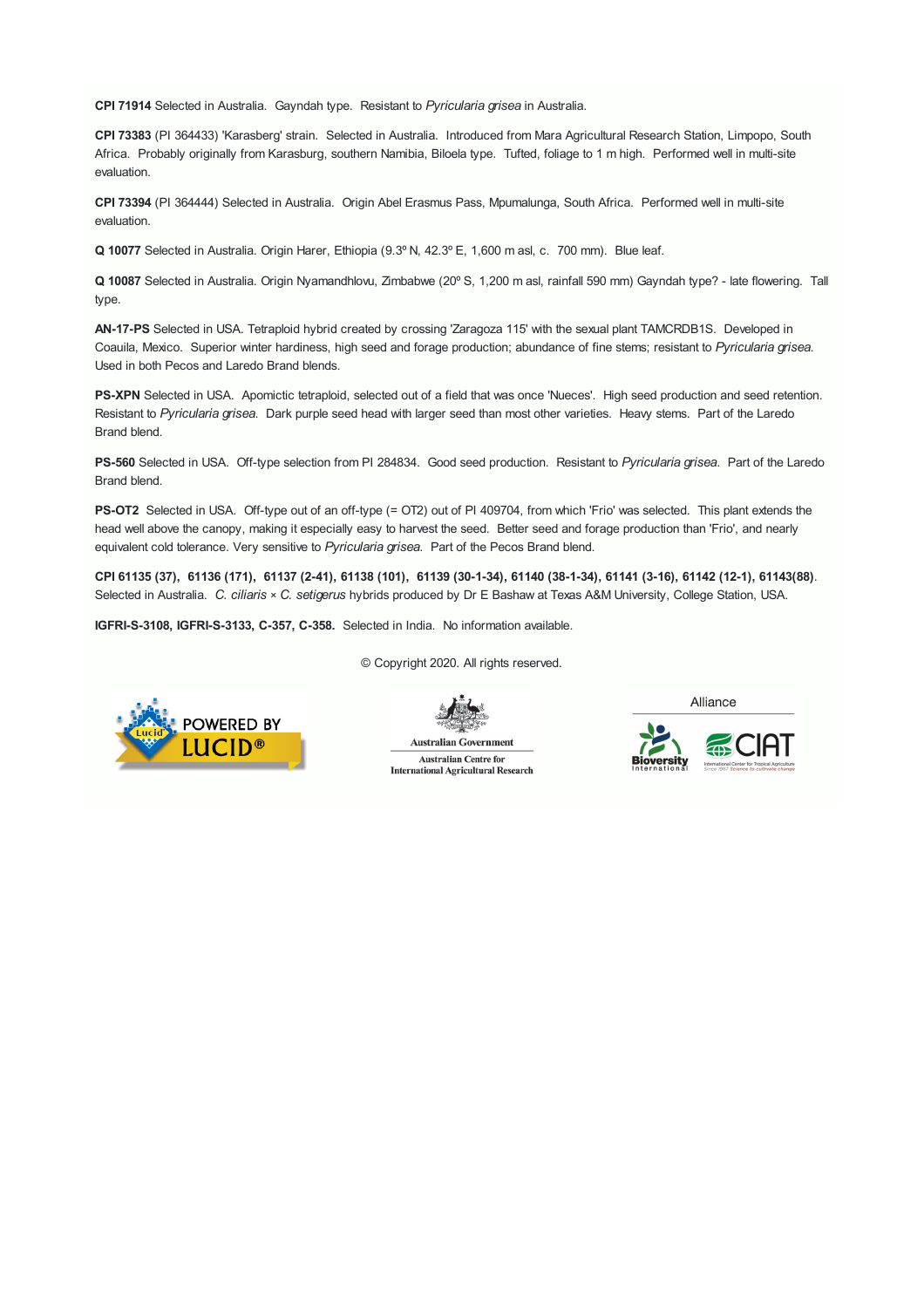**CPI 71914** Selected in Australia. Gayndah type. Resistant to *Pyricularia grisea* in Australia.

**CPI 73383** (PI 364433) 'Karasberg' strain. Selected in Australia. Introduced from Mara Agricultural Research Station, Limpopo, South Africa. Probably originally from Karasburg, southern Namibia, Biloela type. Tufted, foliage to 1 m high. Performed well in multi-site evaluation.

**CPI 73394** (PI 364444) Selected in Australia. Origin Abel Erasmus Pass, Mpumalunga, South Africa. Performed well in multi-site evaluation.

**Q 10077** Selected in Australia. Origin Harer, Ethiopia (9.3º N, 42.3º E, 1,600 m asl, c. 700 mm). Blue leaf.

**Q 10087** Selected in Australia. Origin Nyamandhlovu, Zimbabwe (20º S, 1,200 m asl, rainfall 590 mm) Gayndah type? - late flowering. Tall type.

**AN-17-PS** Selected in USA. Tetraploid hybrid created by crossing 'Zaragoza 115' with the sexual plant TAMCRDB1S. Developed in Coauila, Mexico. Superior winter hardiness, high seed and forage production; abundance of fine stems; resistant to *Pyricularia grisea.* Used in both Pecos and Laredo Brand blends.

**PS-XPN** Selected in USA. Apomictic tetraploid, selected out of a field that was once 'Nueces'. High seed production and seed retention. Resistant to *Pyricularia grisea.* Dark purple seed head with larger seed than most other varieties. Heavy stems. Part of the Laredo Brand blend.

**PS-560** Selected in USA. Off-type selection from PI 284834. Good seed production. Resistant to *Pyricularia grisea.* Part of the Laredo Brand blend.

**PS-OT2** Selected in USA. Off-type out of an off-type (= OT2) out of PI 409704, from which 'Frio' was selected. This plant extends the head well above the canopy, making it especially easy to harvest the seed. Better seed and forage production than 'Frio', and nearly equivalent cold tolerance. Very sensitive to *Pyricularia grisea.* Part of the Pecos Brand blend.

**CPI 61135 (37), 61136 (171), 61137 (2-41), 61138 (101), 61139 (30-1-34), 61140 (38-1-34), 61141 (3-16), 61142 (12-1), 61143(88)**. Selected in Australia. *C. ciliaris* × *C. setigerus* hybrids produced by Dr E Bashaw at Texas A&M University, College Station, USA.

**IGFRI-S-3108, IGFRI-S-3133, C-357, C-358.** Selected in India. No information available.

© Copyright 2020. All rights reserved.

POWERED BY LUCID®

Australian Government
Australian Centre for International Agricultural Research

Alliance
Bioversity International
CIAT International Center for Tropical Agriculture